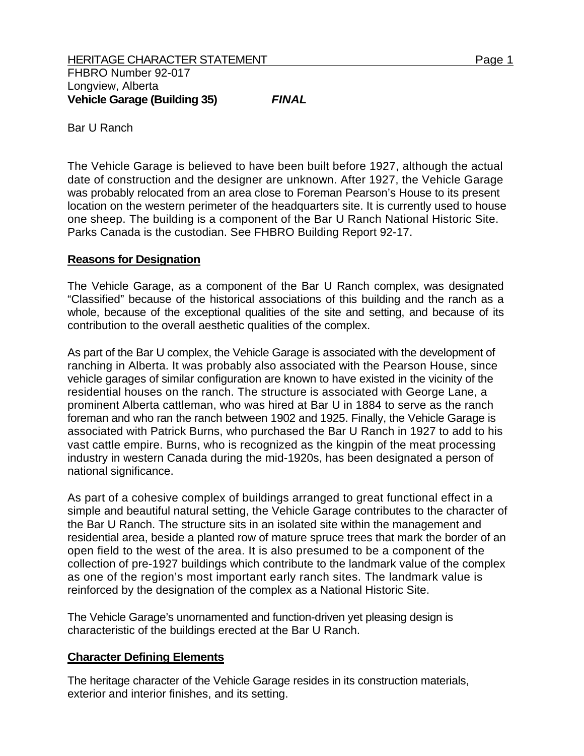HERITAGE CHARACTER STATEMENT

FHBRO Number 92-017
Longview, Alberta
**Vehicle Garage (Building 35)** ***FINAL***

Bar U Ranch

The Vehicle Garage is believed to have been built before 1927, although the actual date of construction and the designer are unknown. After 1927, the Vehicle Garage was probably relocated from an area close to Foreman Pearson's House to its present location on the western perimeter of the headquarters site. It is currently used to house one sheep. The building is a component of the Bar U Ranch National Historic Site. Parks Canada is the custodian. See FHBRO Building Report 92-17.

## Reasons for Designation

The Vehicle Garage, as a component of the Bar U Ranch complex, was designated "Classified" because of the historical associations of this building and the ranch as a whole, because of the exceptional qualities of the site and setting, and because of its contribution to the overall aesthetic qualities of the complex.

As part of the Bar U complex, the Vehicle Garage is associated with the development of ranching in Alberta. It was probably also associated with the Pearson House, since vehicle garages of similar configuration are known to have existed in the vicinity of the residential houses on the ranch. The structure is associated with George Lane, a prominent Alberta cattleman, who was hired at Bar U in 1884 to serve as the ranch foreman and who ran the ranch between 1902 and 1925. Finally, the Vehicle Garage is associated with Patrick Burns, who purchased the Bar U Ranch in 1927 to add to his vast cattle empire. Burns, who is recognized as the kingpin of the meat processing industry in western Canada during the mid-1920s, has been designated a person of national significance.

As part of a cohesive complex of buildings arranged to great functional effect in a simple and beautiful natural setting, the Vehicle Garage contributes to the character of the Bar U Ranch. The structure sits in an isolated site within the management and residential area, beside a planted row of mature spruce trees that mark the border of an open field to the west of the area. It is also presumed to be a component of the collection of pre-1927 buildings which contribute to the landmark value of the complex as one of the region's most important early ranch sites. The landmark value is reinforced by the designation of the complex as a National Historic Site.

The Vehicle Garage's unornamented and function-driven yet pleasing design is characteristic of the buildings erected at the Bar U Ranch.

## Character Defining Elements

The heritage character of the Vehicle Garage resides in its construction materials, exterior and interior finishes, and its setting.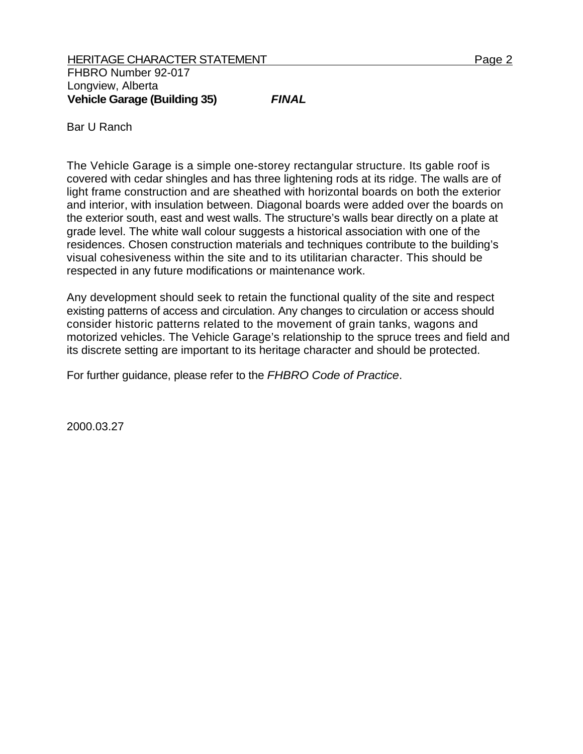Bar U Ranch

The Vehicle Garage is a simple one-storey rectangular structure. Its gable roof is covered with cedar shingles and has three lightening rods at its ridge. The walls are of light frame construction and are sheathed with horizontal boards on both the exterior and interior, with insulation between. Diagonal boards were added over the boards on the exterior south, east and west walls. The structure's walls bear directly on a plate at grade level. The white wall colour suggests a historical association with one of the residences. Chosen construction materials and techniques contribute to the building's visual cohesiveness within the site and to its utilitarian character. This should be respected in any future modifications or maintenance work.

Any development should seek to retain the functional quality of the site and respect existing patterns of access and circulation. Any changes to circulation or access should consider historic patterns related to the movement of grain tanks, wagons and motorized vehicles. The Vehicle Garage's relationship to the spruce trees and field and its discrete setting are important to its heritage character and should be protected.

For further guidance, please refer to the *FHBRO Code of Practice*.

2000.03.27